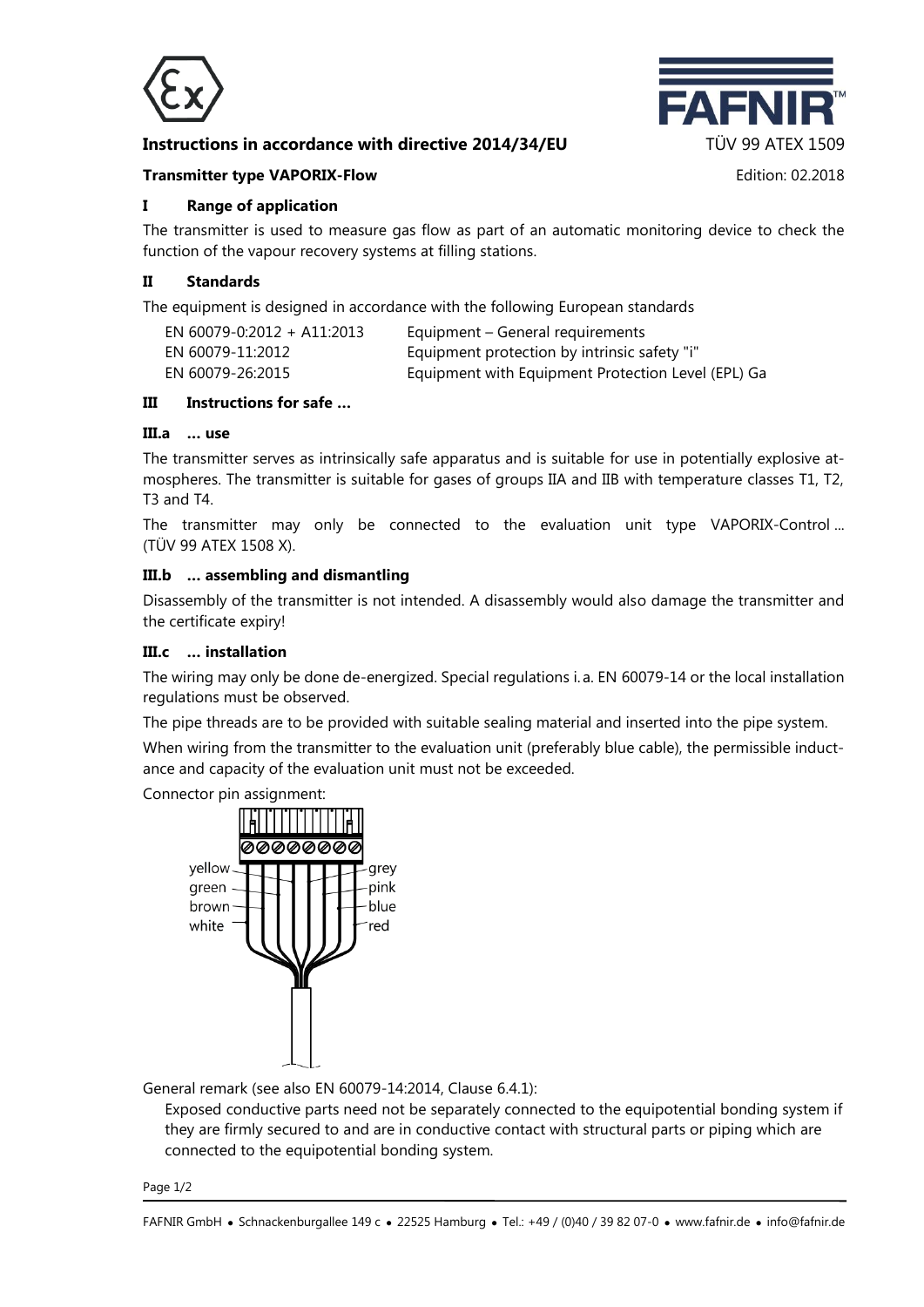**Instructions in accordance with directive 2014/34/EU**

TÜV 99 ATEX 1509

**Transmitter type VAPORIX-Flow**

Edition: 02.2018

## I Range of application

The transmitter is used to measure gas flow as part of an automatic monitoring device to check the function of the vapour recovery systems at filling stations.

## II Standards

The equipment is designed in accordance with the following European standards

| | |
|---|---|
| EN 60079-0:2012 + A11:2013 | Equipment – General requirements |
| EN 60079-11:2012 | Equipment protection by intrinsic safety "i" |
| EN 60079-26:2015 | Equipment with Equipment Protection Level (EPL) Ga |

## III Instructions for safe …

### III.a … use

The transmitter serves as intrinsically safe apparatus and is suitable for use in potentially explosive atmospheres. The transmitter is suitable for gases of groups IIA and IIB with temperature classes T1, T2, T3 and T4.

The transmitter may only be connected to the evaluation unit type VAPORIX-Control ... (TÜV 99 ATEX 1508 X).

### III.b … assembling and dismantling

Disassembly of the transmitter is not intended. A disassembly would also damage the transmitter and the certificate expiry!

### III.c … installation

The wiring may only be done de-energized. Special regulations i. a. EN 60079-14 or the local installation regulations must be observed.

The pipe threads are to be provided with suitable sealing material and inserted into the pipe system.

When wiring from the transmitter to the evaluation unit (preferably blue cable), the permissible inductance and capacity of the evaluation unit must not be exceeded.

Connector pin assignment:

yellow, green, brown, white, grey, pink, blue, red

General remark (see also EN 60079-14:2014, Clause 6.4.1):

Exposed conductive parts need not be separately connected to the equipotential bonding system if they are firmly secured to and are in conductive contact with structural parts or piping which are connected to the equipotential bonding system.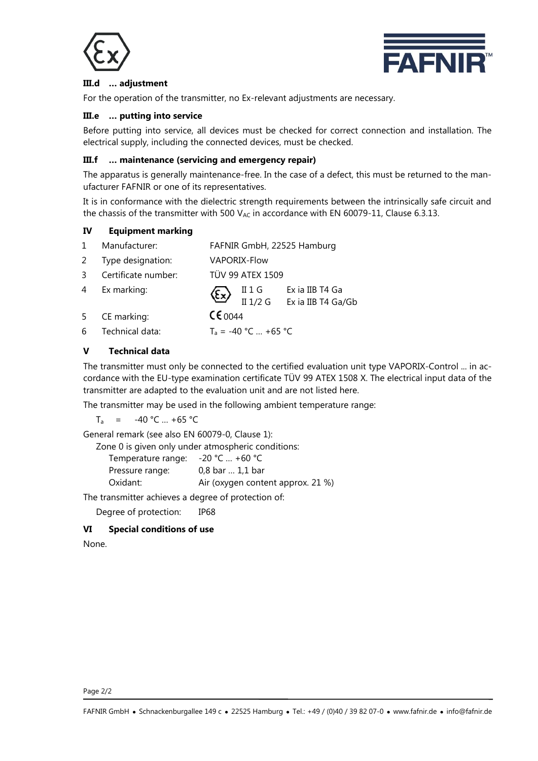### III.d … adjustment

For the operation of the transmitter, no Ex-relevant adjustments are necessary.

### III.e … putting into service

Before putting into service, all devices must be checked for correct connection and installation. The electrical supply, including the connected devices, must be checked.

### III.f … maintenance (servicing and emergency repair)

The apparatus is generally maintenance-free. In the case of a defect, this must be returned to the manufacturer FAFNIR or one of its representatives.

It is in conformance with the dielectric strength requirements between the intrinsically safe circuit and the chassis of the transmitter with 500 $V_{AC}$ in accordance with EN 60079-11, Clause 6.3.13.

## IV Equipment marking

| | | | |
|---|---|---|---|
| 1 | Manufacturer: | FAFNIR GmbH, 22525 Hamburg | |
| 2 | Type designation: | VAPORIX-Flow | |
| 3 | Certificate number: | TÜV 99 ATEX 1509 | |
| 4 | Ex marking: | ⟨Ex⟩ II 1 G<br>II 1/2 G | Ex ia IIB T4 Ga<br>Ex ia IIB T4 Ga/Gb |
| 5 | CE marking: | CE 0044 | |
| 6 | Technical data: | $T_a$ = -40 °C … +65 °C | |

## V Technical data

The transmitter must only be connected to the certified evaluation unit type VAPORIX-Control … in accordance with the EU-type examination certificate TÜV 99 ATEX 1508 X. The electrical input data of the transmitter are adapted to the evaluation unit and are not listed here.

The transmitter may be used in the following ambient temperature range:

$T_a$ = -40 °C … +65 °C

General remark (see also EN 60079-0, Clause 1):

Zone 0 is given only under atmospheric conditions:

| | |
|---|---|
| Temperature range: | -20 °C … +60 °C |
| Pressure range: | 0,8 bar … 1,1 bar |
| Oxidant: | Air (oxygen content approx. 21 %) |

The transmitter achieves a degree of protection of:

Degree of protection: IP68

## VI Special conditions of use

None.